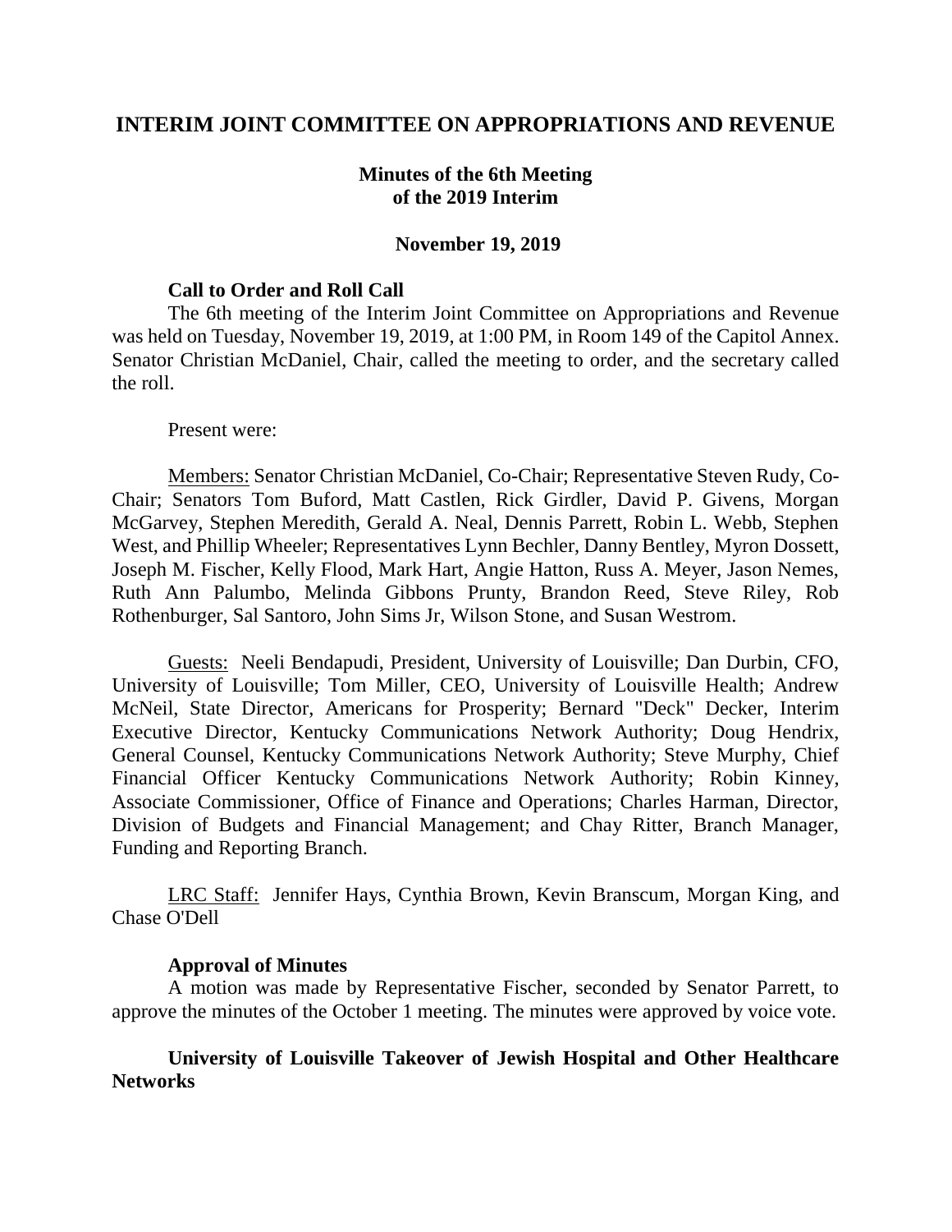# INTERIM JOINT COMMITTEE ON APPROPRIATIONS AND REVENUE

## Minutes of the 6th Meeting of the 2019 Interim

### November 19, 2019

**Call to Order and Roll Call**

The 6th meeting of the Interim Joint Committee on Appropriations and Revenue was held on Tuesday, November 19, 2019, at 1:00 PM, in Room 149 of the Capitol Annex. Senator Christian McDaniel, Chair, called the meeting to order, and the secretary called the roll.

Present were:

Members: Senator Christian McDaniel, Co-Chair; Representative Steven Rudy, Co-Chair; Senators Tom Buford, Matt Castlen, Rick Girdler, David P. Givens, Morgan McGarvey, Stephen Meredith, Gerald A. Neal, Dennis Parrett, Robin L. Webb, Stephen West, and Phillip Wheeler; Representatives Lynn Bechler, Danny Bentley, Myron Dossett, Joseph M. Fischer, Kelly Flood, Mark Hart, Angie Hatton, Russ A. Meyer, Jason Nemes, Ruth Ann Palumbo, Melinda Gibbons Prunty, Brandon Reed, Steve Riley, Rob Rothenburger, Sal Santoro, John Sims Jr, Wilson Stone, and Susan Westrom.

Guests: Neeli Bendapudi, President, University of Louisville; Dan Durbin, CFO, University of Louisville; Tom Miller, CEO, University of Louisville Health; Andrew McNeil, State Director, Americans for Prosperity; Bernard "Deck" Decker, Interim Executive Director, Kentucky Communications Network Authority; Doug Hendrix, General Counsel, Kentucky Communications Network Authority; Steve Murphy, Chief Financial Officer Kentucky Communications Network Authority; Robin Kinney, Associate Commissioner, Office of Finance and Operations; Charles Harman, Director, Division of Budgets and Financial Management; and Chay Ritter, Branch Manager, Funding and Reporting Branch.

LRC Staff: Jennifer Hays, Cynthia Brown, Kevin Branscum, Morgan King, and Chase O'Dell

**Approval of Minutes**

A motion was made by Representative Fischer, seconded by Senator Parrett, to approve the minutes of the October 1 meeting. The minutes were approved by voice vote.

**University of Louisville Takeover of Jewish Hospital and Other Healthcare Networks**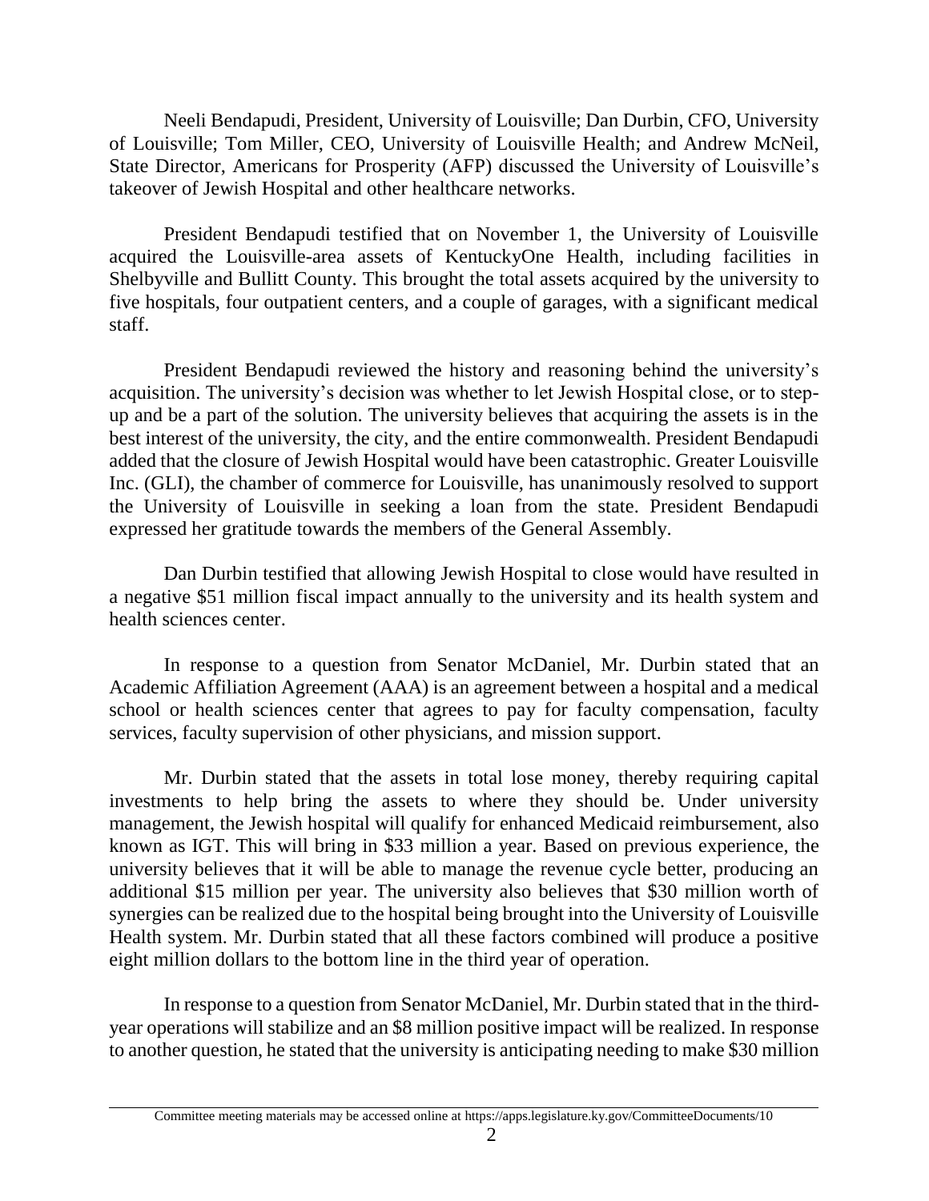Neeli Bendapudi, President, University of Louisville; Dan Durbin, CFO, University of Louisville; Tom Miller, CEO, University of Louisville Health; and Andrew McNeil, State Director, Americans for Prosperity (AFP) discussed the University of Louisville's takeover of Jewish Hospital and other healthcare networks.

President Bendapudi testified that on November 1, the University of Louisville acquired the Louisville-area assets of KentuckyOne Health, including facilities in Shelbyville and Bullitt County. This brought the total assets acquired by the university to five hospitals, four outpatient centers, and a couple of garages, with a significant medical staff.

President Bendapudi reviewed the history and reasoning behind the university's acquisition. The university's decision was whether to let Jewish Hospital close, or to step-up and be a part of the solution. The university believes that acquiring the assets is in the best interest of the university, the city, and the entire commonwealth. President Bendapudi added that the closure of Jewish Hospital would have been catastrophic. Greater Louisville Inc. (GLI), the chamber of commerce for Louisville, has unanimously resolved to support the University of Louisville in seeking a loan from the state. President Bendapudi expressed her gratitude towards the members of the General Assembly.

Dan Durbin testified that allowing Jewish Hospital to close would have resulted in a negative $51 million fiscal impact annually to the university and its health system and health sciences center.

In response to a question from Senator McDaniel, Mr. Durbin stated that an Academic Affiliation Agreement (AAA) is an agreement between a hospital and a medical school or health sciences center that agrees to pay for faculty compensation, faculty services, faculty supervision of other physicians, and mission support.

Mr. Durbin stated that the assets in total lose money, thereby requiring capital investments to help bring the assets to where they should be. Under university management, the Jewish hospital will qualify for enhanced Medicaid reimbursement, also known as IGT. This will bring in $33 million a year. Based on previous experience, the university believes that it will be able to manage the revenue cycle better, producing an additional $15 million per year. The university also believes that $30 million worth of synergies can be realized due to the hospital being brought into the University of Louisville Health system. Mr. Durbin stated that all these factors combined will produce a positive eight million dollars to the bottom line in the third year of operation.

In response to a question from Senator McDaniel, Mr. Durbin stated that in the third-year operations will stabilize and an $8 million positive impact will be realized. In response to another question, he stated that the university is anticipating needing to make $30 million

Committee meeting materials may be accessed online at https://apps.legislature.ky.gov/CommitteeDocuments/10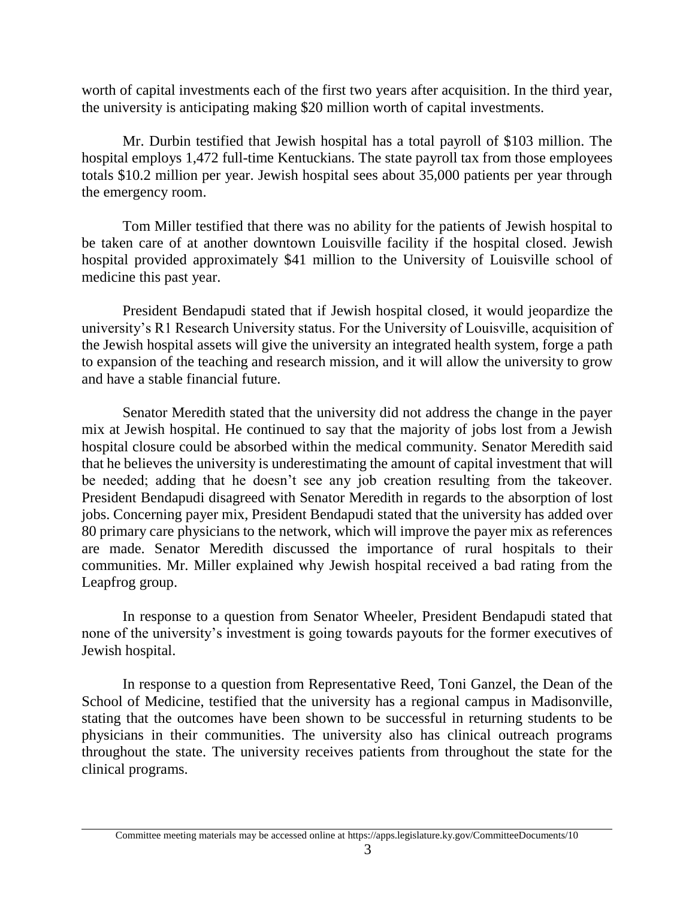worth of capital investments each of the first two years after acquisition. In the third year, the university is anticipating making $20 million worth of capital investments.

Mr. Durbin testified that Jewish hospital has a total payroll of $103 million. The hospital employs 1,472 full-time Kentuckians. The state payroll tax from those employees totals $10.2 million per year. Jewish hospital sees about 35,000 patients per year through the emergency room.

Tom Miller testified that there was no ability for the patients of Jewish hospital to be taken care of at another downtown Louisville facility if the hospital closed. Jewish hospital provided approximately $41 million to the University of Louisville school of medicine this past year.

President Bendapudi stated that if Jewish hospital closed, it would jeopardize the university's R1 Research University status. For the University of Louisville, acquisition of the Jewish hospital assets will give the university an integrated health system, forge a path to expansion of the teaching and research mission, and it will allow the university to grow and have a stable financial future.

Senator Meredith stated that the university did not address the change in the payer mix at Jewish hospital. He continued to say that the majority of jobs lost from a Jewish hospital closure could be absorbed within the medical community. Senator Meredith said that he believes the university is underestimating the amount of capital investment that will be needed; adding that he doesn't see any job creation resulting from the takeover. President Bendapudi disagreed with Senator Meredith in regards to the absorption of lost jobs. Concerning payer mix, President Bendapudi stated that the university has added over 80 primary care physicians to the network, which will improve the payer mix as references are made. Senator Meredith discussed the importance of rural hospitals to their communities. Mr. Miller explained why Jewish hospital received a bad rating from the Leapfrog group.

In response to a question from Senator Wheeler, President Bendapudi stated that none of the university's investment is going towards payouts for the former executives of Jewish hospital.

In response to a question from Representative Reed, Toni Ganzel, the Dean of the School of Medicine, testified that the university has a regional campus in Madisonville, stating that the outcomes have been shown to be successful in returning students to be physicians in their communities. The university also has clinical outreach programs throughout the state. The university receives patients from throughout the state for the clinical programs.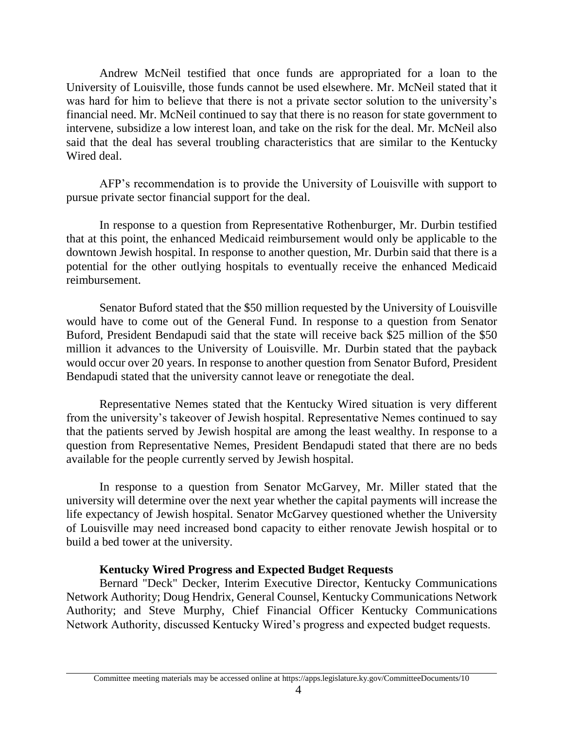Andrew McNeil testified that once funds are appropriated for a loan to the University of Louisville, those funds cannot be used elsewhere. Mr. McNeil stated that it was hard for him to believe that there is not a private sector solution to the university's financial need. Mr. McNeil continued to say that there is no reason for state government to intervene, subsidize a low interest loan, and take on the risk for the deal. Mr. McNeil also said that the deal has several troubling characteristics that are similar to the Kentucky Wired deal.

AFP's recommendation is to provide the University of Louisville with support to pursue private sector financial support for the deal.

In response to a question from Representative Rothenburger, Mr. Durbin testified that at this point, the enhanced Medicaid reimbursement would only be applicable to the downtown Jewish hospital. In response to another question, Mr. Durbin said that there is a potential for the other outlying hospitals to eventually receive the enhanced Medicaid reimbursement.

Senator Buford stated that the $50 million requested by the University of Louisville would have to come out of the General Fund. In response to a question from Senator Buford, President Bendapudi said that the state will receive back $25 million of the $50 million it advances to the University of Louisville. Mr. Durbin stated that the payback would occur over 20 years. In response to another question from Senator Buford, President Bendapudi stated that the university cannot leave or renegotiate the deal.

Representative Nemes stated that the Kentucky Wired situation is very different from the university's takeover of Jewish hospital. Representative Nemes continued to say that the patients served by Jewish hospital are among the least wealthy. In response to a question from Representative Nemes, President Bendapudi stated that there are no beds available for the people currently served by Jewish hospital.

In response to a question from Senator McGarvey, Mr. Miller stated that the university will determine over the next year whether the capital payments will increase the life expectancy of Jewish hospital. Senator McGarvey questioned whether the University of Louisville may need increased bond capacity to either renovate Jewish hospital or to build a bed tower at the university.

**Kentucky Wired Progress and Expected Budget Requests**

Bernard "Deck" Decker, Interim Executive Director, Kentucky Communications Network Authority; Doug Hendrix, General Counsel, Kentucky Communications Network Authority; and Steve Murphy, Chief Financial Officer Kentucky Communications Network Authority, discussed Kentucky Wired's progress and expected budget requests.

Committee meeting materials may be accessed online at https://apps.legislature.ky.gov/CommitteeDocuments/10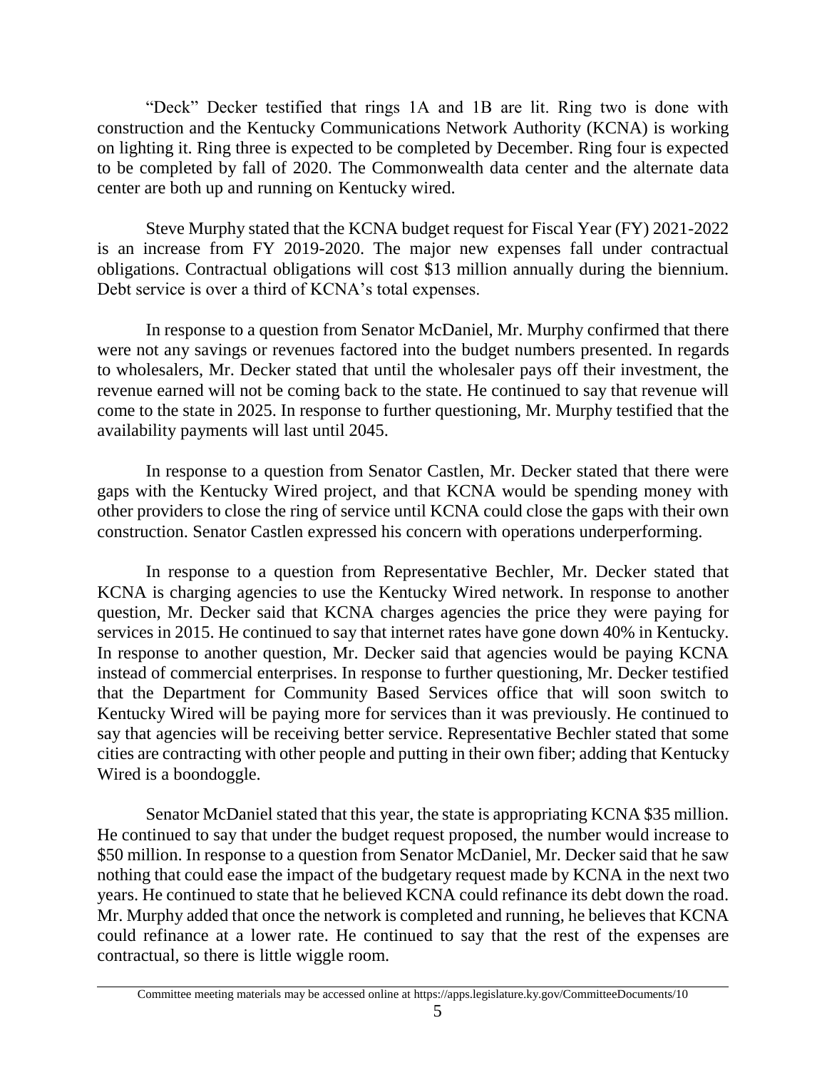"Deck" Decker testified that rings 1A and 1B are lit. Ring two is done with construction and the Kentucky Communications Network Authority (KCNA) is working on lighting it. Ring three is expected to be completed by December. Ring four is expected to be completed by fall of 2020. The Commonwealth data center and the alternate data center are both up and running on Kentucky wired.

Steve Murphy stated that the KCNA budget request for Fiscal Year (FY) 2021-2022 is an increase from FY 2019-2020. The major new expenses fall under contractual obligations. Contractual obligations will cost $13 million annually during the biennium. Debt service is over a third of KCNA's total expenses.

In response to a question from Senator McDaniel, Mr. Murphy confirmed that there were not any savings or revenues factored into the budget numbers presented. In regards to wholesalers, Mr. Decker stated that until the wholesaler pays off their investment, the revenue earned will not be coming back to the state. He continued to say that revenue will come to the state in 2025. In response to further questioning, Mr. Murphy testified that the availability payments will last until 2045.

In response to a question from Senator Castlen, Mr. Decker stated that there were gaps with the Kentucky Wired project, and that KCNA would be spending money with other providers to close the ring of service until KCNA could close the gaps with their own construction. Senator Castlen expressed his concern with operations underperforming.

In response to a question from Representative Bechler, Mr. Decker stated that KCNA is charging agencies to use the Kentucky Wired network. In response to another question, Mr. Decker said that KCNA charges agencies the price they were paying for services in 2015. He continued to say that internet rates have gone down 40% in Kentucky. In response to another question, Mr. Decker said that agencies would be paying KCNA instead of commercial enterprises. In response to further questioning, Mr. Decker testified that the Department for Community Based Services office that will soon switch to Kentucky Wired will be paying more for services than it was previously. He continued to say that agencies will be receiving better service. Representative Bechler stated that some cities are contracting with other people and putting in their own fiber; adding that Kentucky Wired is a boondoggle.

Senator McDaniel stated that this year, the state is appropriating KCNA $35 million. He continued to say that under the budget request proposed, the number would increase to $50 million. In response to a question from Senator McDaniel, Mr. Decker said that he saw nothing that could ease the impact of the budgetary request made by KCNA in the next two years. He continued to state that he believed KCNA could refinance its debt down the road. Mr. Murphy added that once the network is completed and running, he believes that KCNA could refinance at a lower rate. He continued to say that the rest of the expenses are contractual, so there is little wiggle room.

Committee meeting materials may be accessed online at https://apps.legislature.ky.gov/CommitteeDocuments/10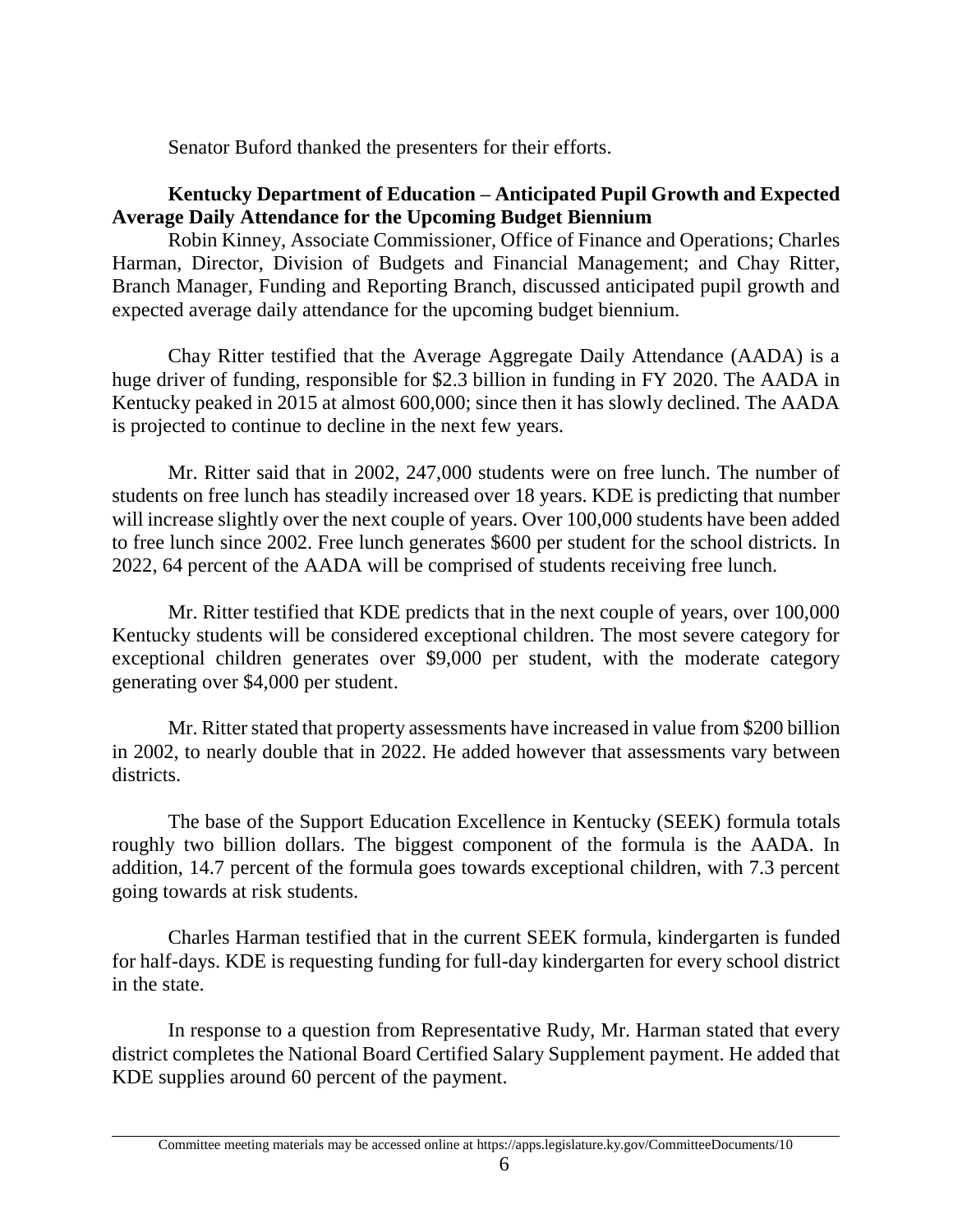Senator Buford thanked the presenters for their efforts.

**Kentucky Department of Education – Anticipated Pupil Growth and Expected Average Daily Attendance for the Upcoming Budget Biennium**

Robin Kinney, Associate Commissioner, Office of Finance and Operations; Charles Harman, Director, Division of Budgets and Financial Management; and Chay Ritter, Branch Manager, Funding and Reporting Branch, discussed anticipated pupil growth and expected average daily attendance for the upcoming budget biennium.

Chay Ritter testified that the Average Aggregate Daily Attendance (AADA) is a huge driver of funding, responsible for $2.3 billion in funding in FY 2020. The AADA in Kentucky peaked in 2015 at almost 600,000; since then it has slowly declined. The AADA is projected to continue to decline in the next few years.

Mr. Ritter said that in 2002, 247,000 students were on free lunch. The number of students on free lunch has steadily increased over 18 years. KDE is predicting that number will increase slightly over the next couple of years. Over 100,000 students have been added to free lunch since 2002. Free lunch generates $600 per student for the school districts. In 2022, 64 percent of the AADA will be comprised of students receiving free lunch.

Mr. Ritter testified that KDE predicts that in the next couple of years, over 100,000 Kentucky students will be considered exceptional children. The most severe category for exceptional children generates over $9,000 per student, with the moderate category generating over $4,000 per student.

Mr. Ritter stated that property assessments have increased in value from $200 billion in 2002, to nearly double that in 2022. He added however that assessments vary between districts.

The base of the Support Education Excellence in Kentucky (SEEK) formula totals roughly two billion dollars. The biggest component of the formula is the AADA. In addition, 14.7 percent of the formula goes towards exceptional children, with 7.3 percent going towards at risk students.

Charles Harman testified that in the current SEEK formula, kindergarten is funded for half-days. KDE is requesting funding for full-day kindergarten for every school district in the state.

In response to a question from Representative Rudy, Mr. Harman stated that every district completes the National Board Certified Salary Supplement payment. He added that KDE supplies around 60 percent of the payment.

Committee meeting materials may be accessed online at https://apps.legislature.ky.gov/CommitteeDocuments/10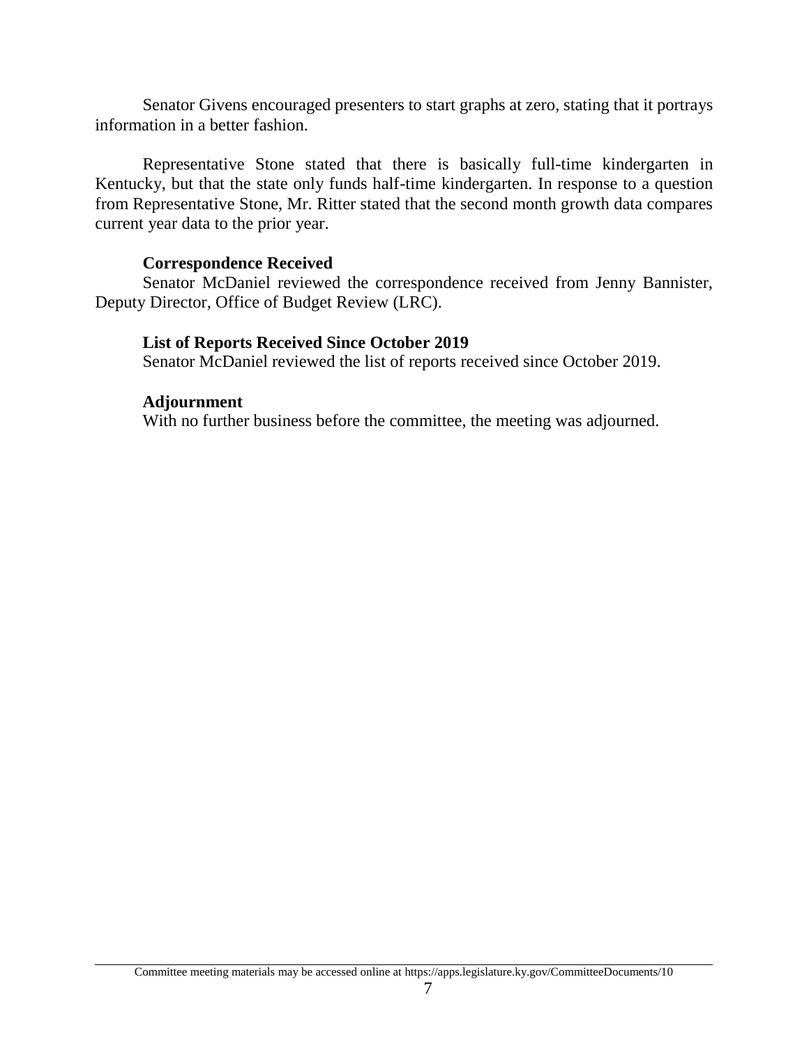Senator Givens encouraged presenters to start graphs at zero, stating that it portrays information in a better fashion.

Representative Stone stated that there is basically full-time kindergarten in Kentucky, but that the state only funds half-time kindergarten. In response to a question from Representative Stone, Mr. Ritter stated that the second month growth data compares current year data to the prior year.

**Correspondence Received**

Senator McDaniel reviewed the correspondence received from Jenny Bannister, Deputy Director, Office of Budget Review (LRC).

**List of Reports Received Since October 2019**

Senator McDaniel reviewed the list of reports received since October 2019.

**Adjournment**

With no further business before the committee, the meeting was adjourned.

Committee meeting materials may be accessed online at https://apps.legislature.ky.gov/CommitteeDocuments/10